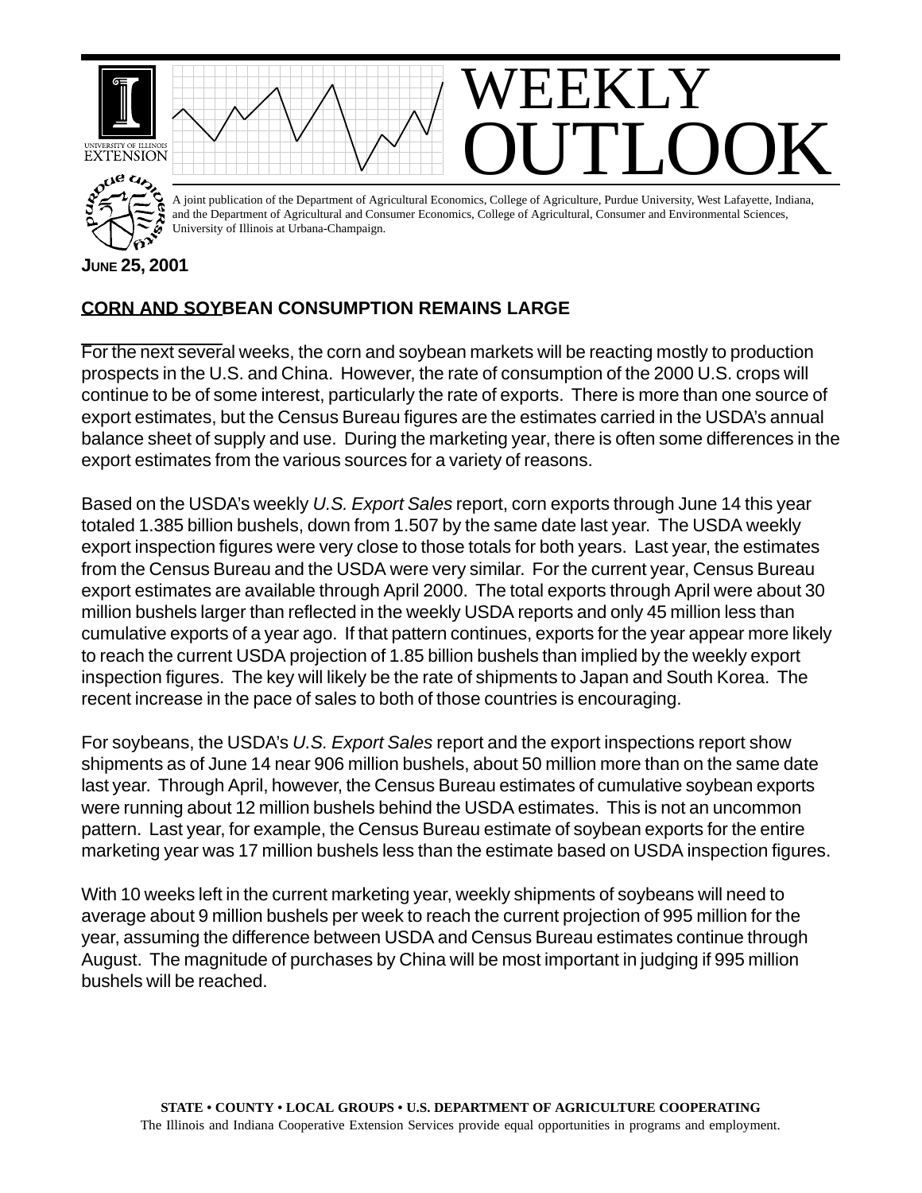# WEEKLY OUTLOOK

A joint publication of the Department of Agricultural Economics, College of Agriculture, Purdue University, West Lafayette, Indiana, and the Department of Agricultural and Consumer Economics, College of Agricultural, Consumer and Environmental Sciences, University of Illinois at Urbana-Champaign.

**JUNE 25, 2001**

## CORN AND SOYBEAN CONSUMPTION REMAINS LARGE

For the next several weeks, the corn and soybean markets will be reacting mostly to production prospects in the U.S. and China. However, the rate of consumption of the 2000 U.S. crops will continue to be of some interest, particularly the rate of exports. There is more than one source of export estimates, but the Census Bureau figures are the estimates carried in the USDA's annual balance sheet of supply and use. During the marketing year, there is often some differences in the export estimates from the various sources for a variety of reasons.

Based on the USDA's weekly *U.S. Export Sales* report, corn exports through June 14 this year totaled 1.385 billion bushels, down from 1.507 by the same date last year. The USDA weekly export inspection figures were very close to those totals for both years. Last year, the estimates from the Census Bureau and the USDA were very similar. For the current year, Census Bureau export estimates are available through April 2000. The total exports through April were about 30 million bushels larger than reflected in the weekly USDA reports and only 45 million less than cumulative exports of a year ago. If that pattern continues, exports for the year appear more likely to reach the current USDA projection of 1.85 billion bushels than implied by the weekly export inspection figures. The key will likely be the rate of shipments to Japan and South Korea. The recent increase in the pace of sales to both of those countries is encouraging.

For soybeans, the USDA's *U.S. Export Sales* report and the export inspections report show shipments as of June 14 near 906 million bushels, about 50 million more than on the same date last year. Through April, however, the Census Bureau estimates of cumulative soybean exports were running about 12 million bushels behind the USDA estimates. This is not an uncommon pattern. Last year, for example, the Census Bureau estimate of soybean exports for the entire marketing year was 17 million bushels less than the estimate based on USDA inspection figures.

With 10 weeks left in the current marketing year, weekly shipments of soybeans will need to average about 9 million bushels per week to reach the current projection of 995 million for the year, assuming the difference between USDA and Census Bureau estimates continue through August. The magnitude of purchases by China will be most important in judging if 995 million bushels will be reached.

**STATE • COUNTY • LOCAL GROUPS • U.S. DEPARTMENT OF AGRICULTURE COOPERATING**

The Illinois and Indiana Cooperative Extension Services provide equal opportunities in programs and employment.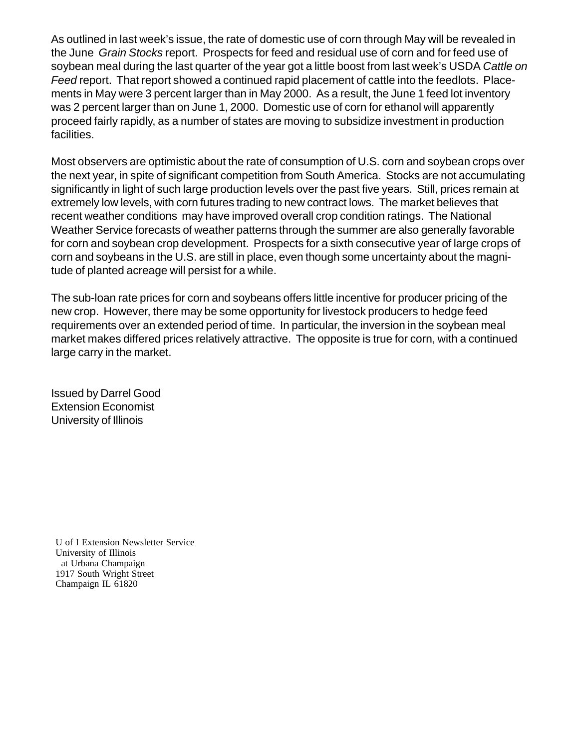As outlined in last week's issue, the rate of domestic use of corn through May will be revealed in the June *Grain Stocks* report. Prospects for feed and residual use of corn and for feed use of soybean meal during the last quarter of the year got a little boost from last week's USDA *Cattle on Feed* report. That report showed a continued rapid placement of cattle into the feedlots. Placements in May were 3 percent larger than in May 2000. As a result, the June 1 feed lot inventory was 2 percent larger than on June 1, 2000. Domestic use of corn for ethanol will apparently proceed fairly rapidly, as a number of states are moving to subsidize investment in production facilities.

Most observers are optimistic about the rate of consumption of U.S. corn and soybean crops over the next year, in spite of significant competition from South America. Stocks are not accumulating significantly in light of such large production levels over the past five years. Still, prices remain at extremely low levels, with corn futures trading to new contract lows. The market believes that recent weather conditions may have improved overall crop condition ratings. The National Weather Service forecasts of weather patterns through the summer are also generally favorable for corn and soybean crop development. Prospects for a sixth consecutive year of large crops of corn and soybeans in the U.S. are still in place, even though some uncertainty about the magnitude of planted acreage will persist for a while.

The sub-loan rate prices for corn and soybeans offers little incentive for producer pricing of the new crop. However, there may be some opportunity for livestock producers to hedge feed requirements over an extended period of time. In particular, the inversion in the soybean meal market makes differed prices relatively attractive. The opposite is true for corn, with a continued large carry in the market.

Issued by Darrel Good
Extension Economist
University of Illinois

U of I Extension Newsletter Service
University of Illinois
at Urbana Champaign
1917 South Wright Street
Champaign IL 61820